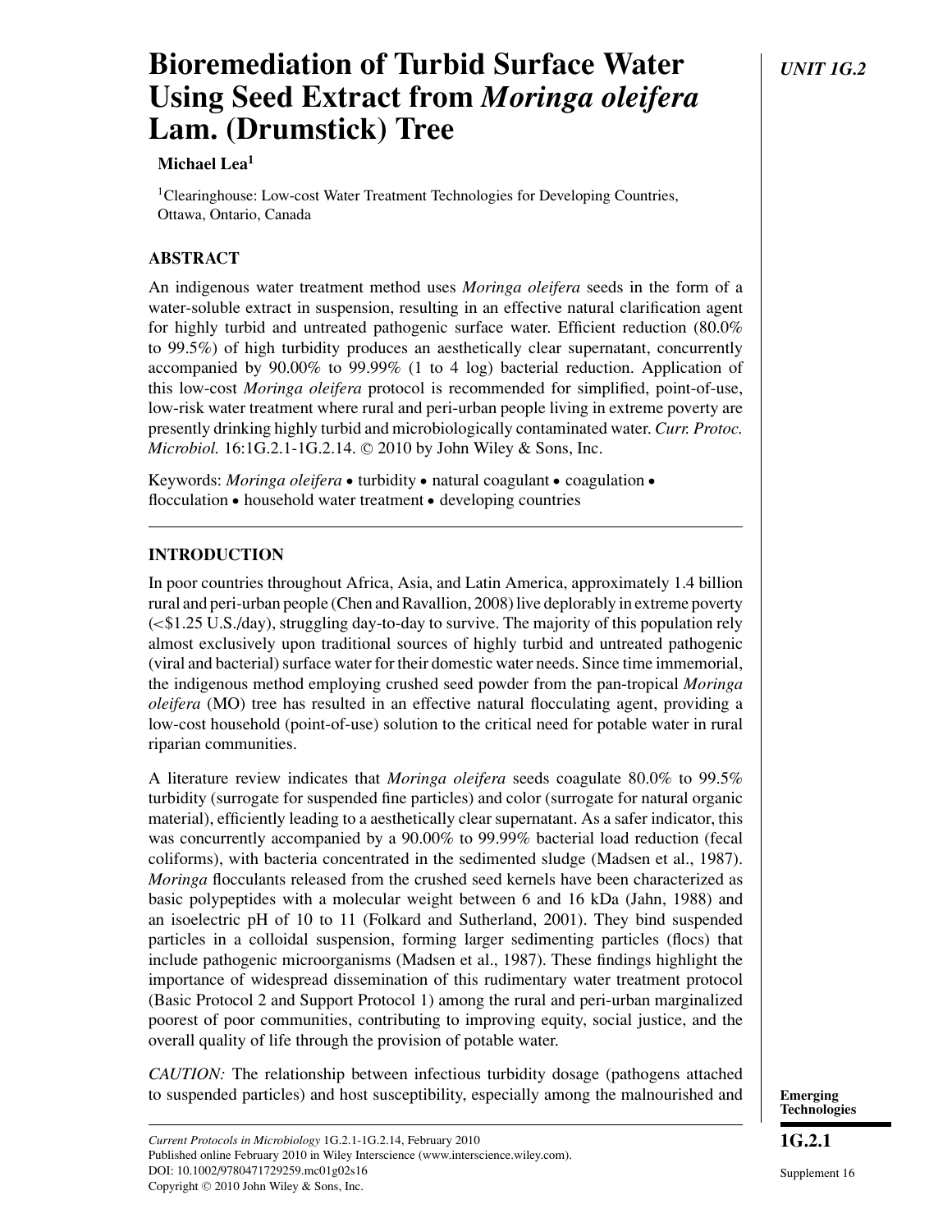# Bioremediation of Turbid Surface Water Using Seed Extract from *Moringa oleifera* Lam. (Drumstick) Tree

**Michael Lea**[1]

[1]Clearinghouse: Low-cost Water Treatment Technologies for Developing Countries, Ottawa, Ontario, Canada

## ABSTRACT

An indigenous water treatment method uses *Moringa oleifera* seeds in the form of a water-soluble extract in suspension, resulting in an effective natural clarification agent for highly turbid and untreated pathogenic surface water. Efficient reduction (80.0% to 99.5%) of high turbidity produces an aesthetically clear supernatant, concurrently accompanied by 90.00% to 99.99% (1 to 4 log) bacterial reduction. Application of this low-cost *Moringa oleifera* protocol is recommended for simplified, point-of-use, low-risk water treatment where rural and peri-urban people living in extreme poverty are presently drinking highly turbid and microbiologically contaminated water. *Curr. Protoc. Microbiol.* 16:1G.2.1-1G.2.14. © 2010 by John Wiley & Sons, Inc.

Keywords: *Moringa oleifera* • turbidity • natural coagulant • coagulation • flocculation • household water treatment • developing countries

## INTRODUCTION

In poor countries throughout Africa, Asia, and Latin America, approximately 1.4 billion rural and peri-urban people (Chen and Ravallion, 2008) live deplorably in extreme poverty (<$1.25 U.S./day), struggling day-to-day to survive. The majority of this population rely almost exclusively upon traditional sources of highly turbid and untreated pathogenic (viral and bacterial) surface water for their domestic water needs. Since time immemorial, the indigenous method employing crushed seed powder from the pan-tropical *Moringa oleifera* (MO) tree has resulted in an effective natural flocculating agent, providing a low-cost household (point-of-use) solution to the critical need for potable water in rural riparian communities.

A literature review indicates that *Moringa oleifera* seeds coagulate 80.0% to 99.5% turbidity (surrogate for suspended fine particles) and color (surrogate for natural organic material), efficiently leading to a aesthetically clear supernatant. As a safer indicator, this was concurrently accompanied by a 90.00% to 99.99% bacterial load reduction (fecal coliforms), with bacteria concentrated in the sedimented sludge (Madsen et al., 1987). *Moringa* flocculants released from the crushed seed kernels have been characterized as basic polypeptides with a molecular weight between 6 and 16 kDa (Jahn, 1988) and an isoelectric pH of 10 to 11 (Folkard and Sutherland, 2001). They bind suspended particles in a colloidal suspension, forming larger sedimenting particles (flocs) that include pathogenic microorganisms (Madsen et al., 1987). These findings highlight the importance of widespread dissemination of this rudimentary water treatment protocol (Basic Protocol 2 and Support Protocol 1) among the rural and peri-urban marginalized poorest of poor communities, contributing to improving equity, social justice, and the overall quality of life through the provision of potable water.

*CAUTION:* The relationship between infectious turbidity dosage (pathogens attached to suspended particles) and host susceptibility, especially among the malnourished and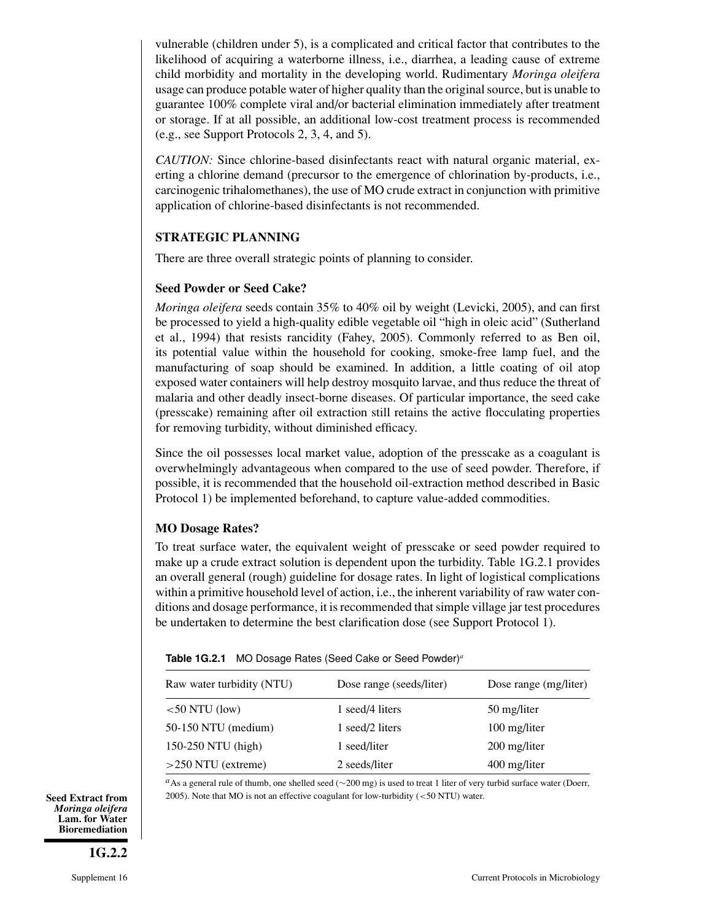vulnerable (children under 5), is a complicated and critical factor that contributes to the likelihood of acquiring a waterborne illness, i.e., diarrhea, a leading cause of extreme child morbidity and mortality in the developing world. Rudimentary *Moringa oleifera* usage can produce potable water of higher quality than the original source, but is unable to guarantee 100% complete viral and/or bacterial elimination immediately after treatment or storage. If at all possible, an additional low-cost treatment process is recommended (e.g., see Support Protocols 2, 3, 4, and 5).

*CAUTION:* Since chlorine-based disinfectants react with natural organic material, exerting a chlorine demand (precursor to the emergence of chlorination by-products, i.e., carcinogenic trihalomethanes), the use of MO crude extract in conjunction with primitive application of chlorine-based disinfectants is not recommended.

## STRATEGIC PLANNING

There are three overall strategic points of planning to consider.

### Seed Powder or Seed Cake?

*Moringa oleifera* seeds contain 35% to 40% oil by weight (Levicki, 2005), and can first be processed to yield a high-quality edible vegetable oil "high in oleic acid" (Sutherland et al., 1994) that resists rancidity (Fahey, 2005). Commonly referred to as Ben oil, its potential value within the household for cooking, smoke-free lamp fuel, and the manufacturing of soap should be examined. In addition, a little coating of oil atop exposed water containers will help destroy mosquito larvae, and thus reduce the threat of malaria and other deadly insect-borne diseases. Of particular importance, the seed cake (presscake) remaining after oil extraction still retains the active flocculating properties for removing turbidity, without diminished efficacy.

Since the oil possesses local market value, adoption of the presscake as a coagulant is overwhelmingly advantageous when compared to the use of seed powder. Therefore, if possible, it is recommended that the household oil-extraction method described in Basic Protocol 1) be implemented beforehand, to capture value-added commodities.

### MO Dosage Rates?

To treat surface water, the equivalent weight of presscake or seed powder required to make up a crude extract solution is dependent upon the turbidity. Table 1G.2.1 provides an overall general (rough) guideline for dosage rates. In light of logistical complications within a primitive household level of action, i.e., the inherent variability of raw water conditions and dosage performance, it is recommended that simple village jar test procedures be undertaken to determine the best clarification dose (see Support Protocol 1).

**Table 1G.2.1** MO Dosage Rates (Seed Cake or Seed Powder)[a]

| Raw water turbidity (NTU) | Dose range (seeds/liter) | Dose range (mg/liter) |
|---|---|---|
| <50 NTU (low) | 1 seed/4 liters | 50 mg/liter |
| 50-150 NTU (medium) | 1 seed/2 liters | 100 mg/liter |
| 150-250 NTU (high) | 1 seed/liter | 200 mg/liter |
| >250 NTU (extreme) | 2 seeds/liter | 400 mg/liter |

[a]As a general rule of thumb, one shelled seed (~200 mg) is used to treat 1 liter of very turbid surface water (Doerr, 2005). Note that MO is not an effective coagulant for low-turbidity (<50 NTU) water.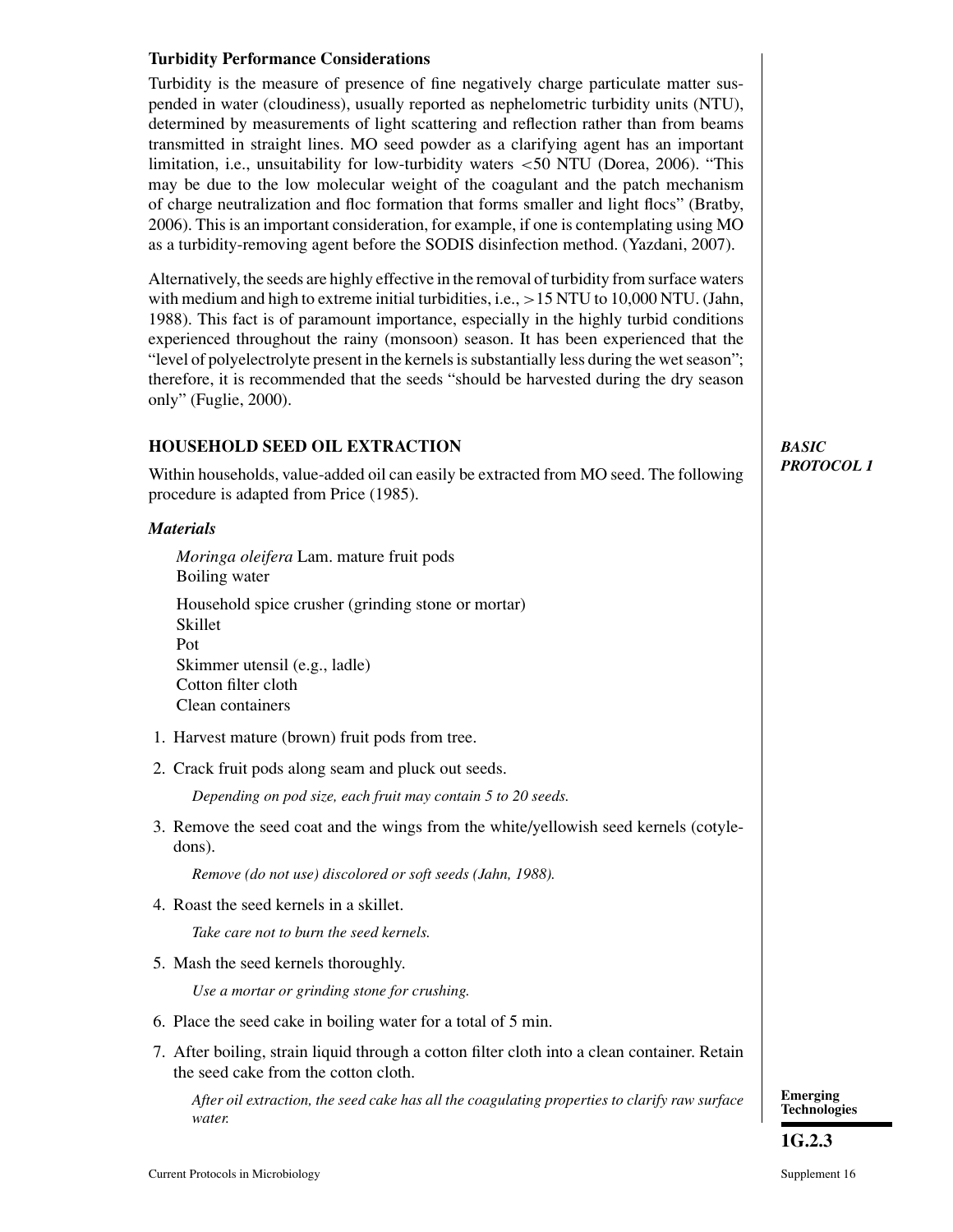### Turbidity Performance Considerations

Turbidity is the measure of presence of fine negatively charge particulate matter suspended in water (cloudiness), usually reported as nephelometric turbidity units (NTU), determined by measurements of light scattering and reflection rather than from beams transmitted in straight lines. MO seed powder as a clarifying agent has an important limitation, i.e., unsuitability for low-turbidity waters $<50$ NTU (Dorea, 2006). "This may be due to the low molecular weight of the coagulant and the patch mechanism of charge neutralization and floc formation that forms smaller and light flocs" (Bratby, 2006). This is an important consideration, for example, if one is contemplating using MO as a turbidity-removing agent before the SODIS disinfection method. (Yazdani, 2007).

Alternatively, the seeds are highly effective in the removal of turbidity from surface waters with medium and high to extreme initial turbidities, i.e., $>15$ NTU to 10,000 NTU. (Jahn, 1988). This fact is of paramount importance, especially in the highly turbid conditions experienced throughout the rainy (monsoon) season. It has been experienced that the "level of polyelectrolyte present in the kernels is substantially less during the wet season"; therefore, it is recommended that the seeds "should be harvested during the dry season only" (Fuglie, 2000).

## HOUSEHOLD SEED OIL EXTRACTION

***BASIC PROTOCOL 1***

Within households, value-added oil can easily be extracted from MO seed. The following procedure is adapted from Price (1985).

### *Materials*

*Moringa oleifera* Lam. mature fruit pods
Boiling water

Household spice crusher (grinding stone or mortar)
Skillet
Pot
Skimmer utensil (e.g., ladle)
Cotton filter cloth
Clean containers

1. Harvest mature (brown) fruit pods from tree.
2. Crack fruit pods along seam and pluck out seeds.

   *Depending on pod size, each fruit may contain 5 to 20 seeds.*

3. Remove the seed coat and the wings from the white/yellowish seed kernels (cotyledons).

   *Remove (do not use) discolored or soft seeds (Jahn, 1988).*

4. Roast the seed kernels in a skillet.

   *Take care not to burn the seed kernels.*

5. Mash the seed kernels thoroughly.

   *Use a mortar or grinding stone for crushing.*

6. Place the seed cake in boiling water for a total of 5 min.
7. After boiling, strain liquid through a cotton filter cloth into a clean container. Retain the seed cake from the cotton cloth.

   *After oil extraction, the seed cake has all the coagulating properties to clarify raw surface water.*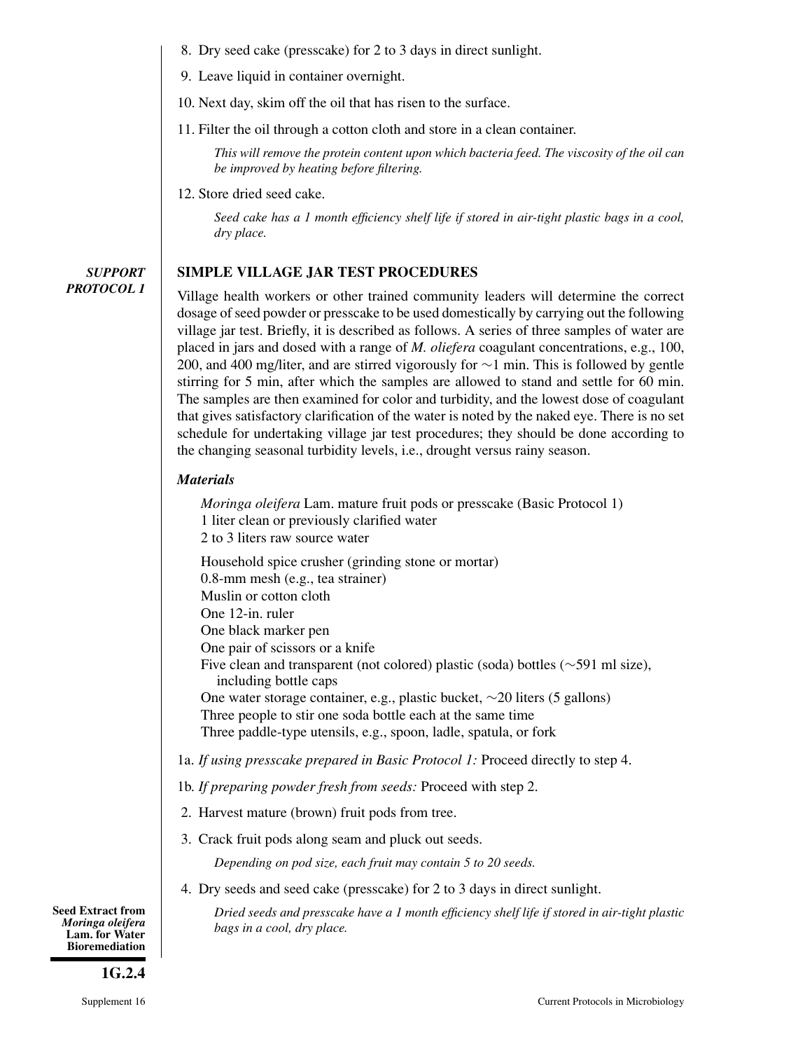8. Dry seed cake (presscake) for 2 to 3 days in direct sunlight.
9. Leave liquid in container overnight.
10. Next day, skim off the oil that has risen to the surface.
11. Filter the oil through a cotton cloth and store in a clean container.

    *This will remove the protein content upon which bacteria feed. The viscosity of the oil can be improved by heating before filtering.*

12. Store dried seed cake.

    *Seed cake has a 1 month efficiency shelf life if stored in air-tight plastic bags in a cool, dry place.*

## SUPPORT PROTOCOL 1

### SIMPLE VILLAGE JAR TEST PROCEDURES

Village health workers or other trained community leaders will determine the correct dosage of seed powder or presscake to be used domestically by carrying out the following village jar test. Briefly, it is described as follows. A series of three samples of water are placed in jars and dosed with a range of *M. oliefera* coagulant concentrations, e.g., 100, 200, and 400 mg/liter, and are stirred vigorously for ∼1 min. This is followed by gentle stirring for 5 min, after which the samples are allowed to stand and settle for 60 min. The samples are then examined for color and turbidity, and the lowest dose of coagulant that gives satisfactory clarification of the water is noted by the naked eye. There is no set schedule for undertaking village jar test procedures; they should be done according to the changing seasonal turbidity levels, i.e., drought versus rainy season.

#### *Materials*

*Moringa oleifera* Lam. mature fruit pods or presscake (Basic Protocol 1)
1 liter clean or previously clarified water
2 to 3 liters raw source water

Household spice crusher (grinding stone or mortar)
0.8-mm mesh (e.g., tea strainer)
Muslin or cotton cloth
One 12-in. ruler
One black marker pen
One pair of scissors or a knife
Five clean and transparent (not colored) plastic (soda) bottles (∼591 ml size), including bottle caps
One water storage container, e.g., plastic bucket, ∼20 liters (5 gallons)
Three people to stir one soda bottle each at the same time
Three paddle-type utensils, e.g., spoon, ladle, spatula, or fork

1a. *If using presscake prepared in Basic Protocol 1:* Proceed directly to step 4.

1b. *If preparing powder fresh from seeds:* Proceed with step 2.

2. Harvest mature (brown) fruit pods from tree.
3. Crack fruit pods along seam and pluck out seeds.

    *Depending on pod size, each fruit may contain 5 to 20 seeds.*

4. Dry seeds and seed cake (presscake) for 2 to 3 days in direct sunlight.

    *Dried seeds and presscake have a 1 month efficiency shelf life if stored in air-tight plastic bags in a cool, dry place.*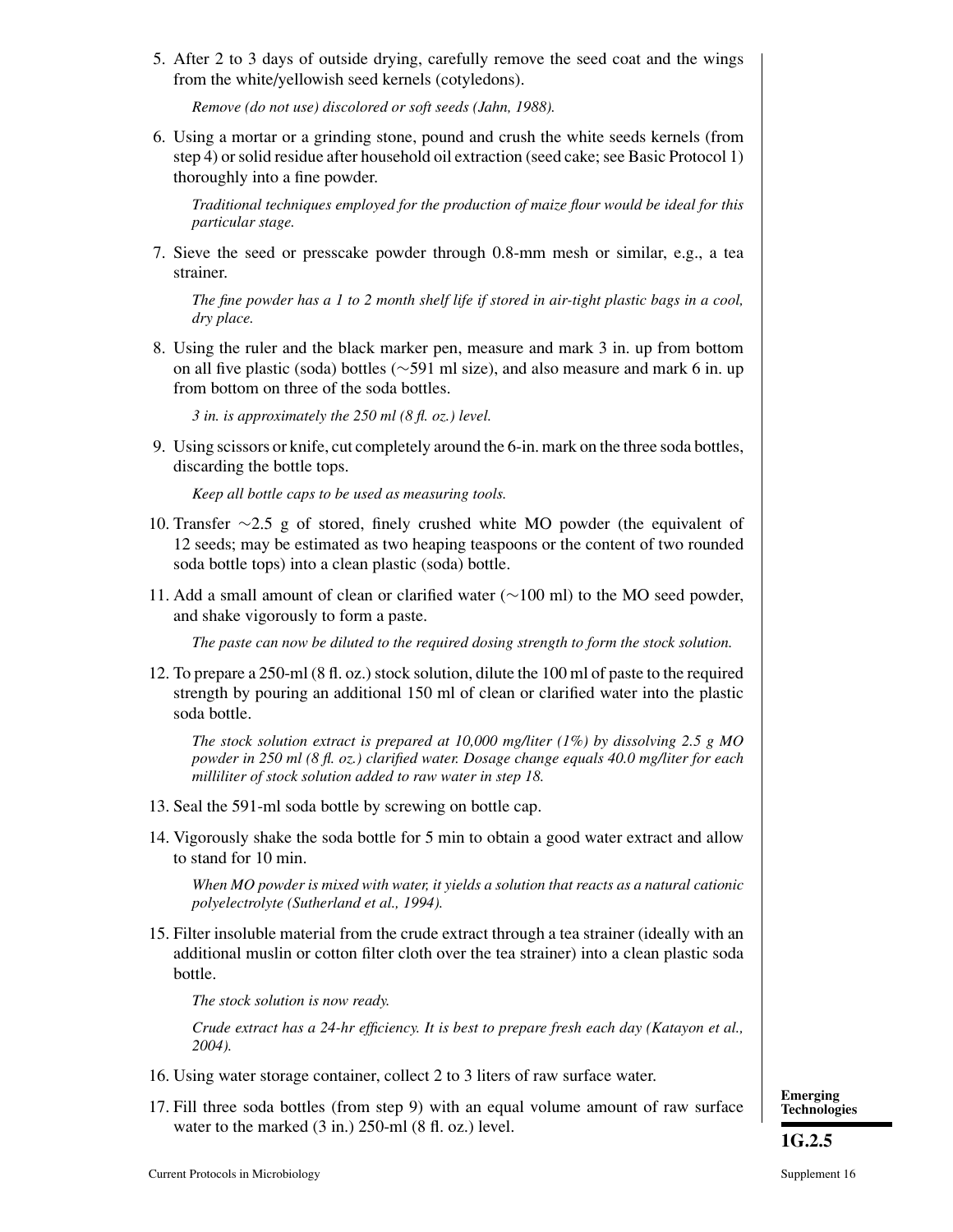5. After 2 to 3 days of outside drying, carefully remove the seed coat and the wings from the white/yellowish seed kernels (cotyledons).

   *Remove (do not use) discolored or soft seeds (Jahn, 1988).*

6. Using a mortar or a grinding stone, pound and crush the white seeds kernels (from step 4) or solid residue after household oil extraction (seed cake; see Basic Protocol 1) thoroughly into a fine powder.

   *Traditional techniques employed for the production of maize flour would be ideal for this particular stage.*

7. Sieve the seed or presscake powder through 0.8-mm mesh or similar, e.g., a tea strainer.

   *The fine powder has a 1 to 2 month shelf life if stored in air-tight plastic bags in a cool, dry place.*

8. Using the ruler and the black marker pen, measure and mark 3 in. up from bottom on all five plastic (soda) bottles (~591 ml size), and also measure and mark 6 in. up from bottom on three of the soda bottles.

   *3 in. is approximately the 250 ml (8 fl. oz.) level.*

9. Using scissors or knife, cut completely around the 6-in. mark on the three soda bottles, discarding the bottle tops.

   *Keep all bottle caps to be used as measuring tools.*

10. Transfer ~2.5 g of stored, finely crushed white MO powder (the equivalent of 12 seeds; may be estimated as two heaping teaspoons or the content of two rounded soda bottle tops) into a clean plastic (soda) bottle.

11. Add a small amount of clean or clarified water (~100 ml) to the MO seed powder, and shake vigorously to form a paste.

    *The paste can now be diluted to the required dosing strength to form the stock solution.*

12. To prepare a 250-ml (8 fl. oz.) stock solution, dilute the 100 ml of paste to the required strength by pouring an additional 150 ml of clean or clarified water into the plastic soda bottle.

    *The stock solution extract is prepared at 10,000 mg/liter (1%) by dissolving 2.5 g MO powder in 250 ml (8 fl. oz.) clarified water. Dosage change equals 40.0 mg/liter for each milliliter of stock solution added to raw water in step 18.*

13. Seal the 591-ml soda bottle by screwing on bottle cap.

14. Vigorously shake the soda bottle for 5 min to obtain a good water extract and allow to stand for 10 min.

    *When MO powder is mixed with water, it yields a solution that reacts as a natural cationic polyelectrolyte (Sutherland et al., 1994).*

15. Filter insoluble material from the crude extract through a tea strainer (ideally with an additional muslin or cotton filter cloth over the tea strainer) into a clean plastic soda bottle.

    *The stock solution is now ready.*

    *Crude extract has a 24-hr efficiency. It is best to prepare fresh each day (Katayon et al., 2004).*

16. Using water storage container, collect 2 to 3 liters of raw surface water.

17. Fill three soda bottles (from step 9) with an equal volume amount of raw surface water to the marked (3 in.) 250-ml (8 fl. oz.) level.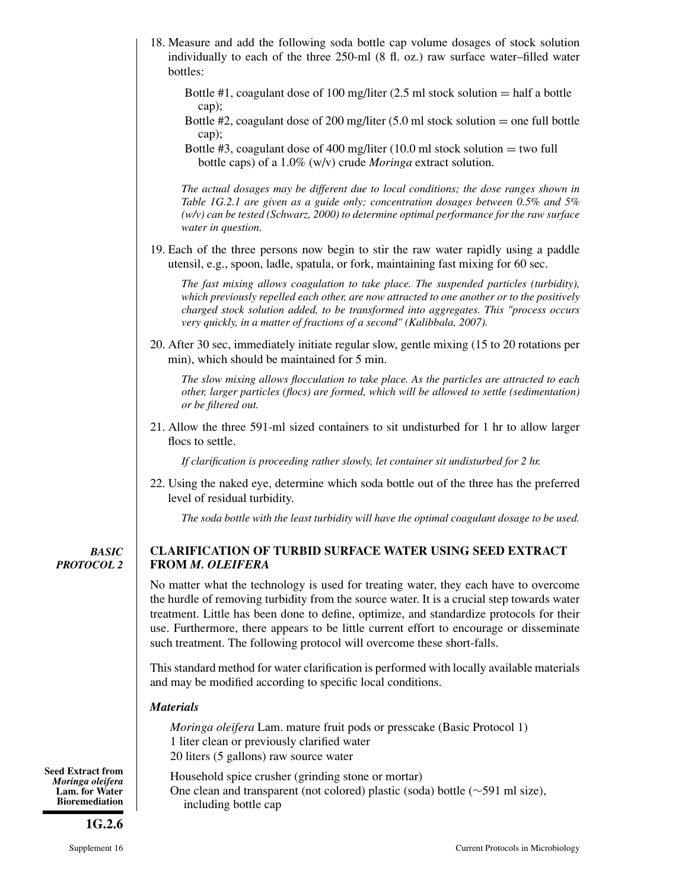18. Measure and add the following soda bottle cap volume dosages of stock solution individually to each of the three 250-ml (8 fl. oz.) raw surface water–filled water bottles:

    Bottle #1, coagulant dose of 100 mg/liter (2.5 ml stock solution = half a bottle cap);
    Bottle #2, coagulant dose of 200 mg/liter (5.0 ml stock solution = one full bottle cap);
    Bottle #3, coagulant dose of 400 mg/liter (10.0 ml stock solution = two full bottle caps) of a 1.0% (w/v) crude *Moringa* extract solution.

    *The actual dosages may be different due to local conditions; the dose ranges shown in Table 1G.2.1 are given as a guide only; concentration dosages between 0.5% and 5% (w/v) can be tested (Schwarz, 2000) to determine optimal performance for the raw surface water in question.*

19. Each of the three persons now begin to stir the raw water rapidly using a paddle utensil, e.g., spoon, ladle, spatula, or fork, maintaining fast mixing for 60 sec.

    *The fast mixing allows coagulation to take place. The suspended particles (turbidity), which previously repelled each other, are now attracted to one another or to the positively charged stock solution added, to be transformed into aggregates. This "process occurs very quickly, in a matter of fractions of a second" (Kalibbala, 2007).*

20. After 30 sec, immediately initiate regular slow, gentle mixing (15 to 20 rotations per min), which should be maintained for 5 min.

    *The slow mixing allows flocculation to take place. As the particles are attracted to each other, larger particles (flocs) are formed, which will be allowed to settle (sedimentation) or be filtered out.*

21. Allow the three 591-ml sized containers to sit undisturbed for 1 hr to allow larger flocs to settle.

    *If clarification is proceeding rather slowly, let container sit undisturbed for 2 hr.*

22. Using the naked eye, determine which soda bottle out of the three has the preferred level of residual turbidity.

    *The soda bottle with the least turbidity will have the optimal coagulant dosage to be used.*

## *BASIC PROTOCOL 2* CLARIFICATION OF TURBID SURFACE WATER USING SEED EXTRACT FROM *M. OLEIFERA*

No matter what the technology is used for treating water, they each have to overcome the hurdle of removing turbidity from the source water. It is a crucial step towards water treatment. Little has been done to define, optimize, and standardize protocols for their use. Furthermore, there appears to be little current effort to encourage or disseminate such treatment. The following protocol will overcome these short-falls.

This standard method for water clarification is performed with locally available materials and may be modified according to specific local conditions.

### *Materials*

*Moringa oleifera* Lam. mature fruit pods or presscake (Basic Protocol 1)
1 liter clean or previously clarified water
20 liters (5 gallons) raw source water

Household spice crusher (grinding stone or mortar)
One clean and transparent (not colored) plastic (soda) bottle (~591 ml size), including bottle cap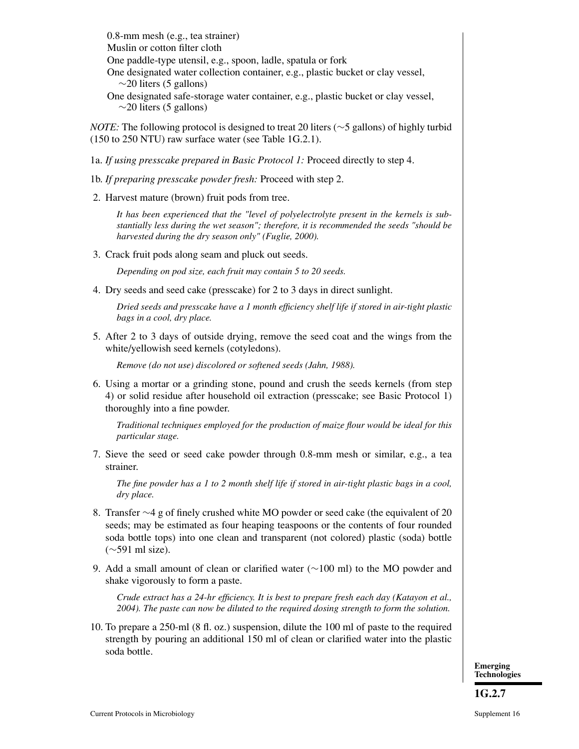0.8-mm mesh (e.g., tea strainer)
Muslin or cotton filter cloth
One paddle-type utensil, e.g., spoon, ladle, spatula or fork
One designated water collection container, e.g., plastic bucket or clay vessel, ~20 liters (5 gallons)
One designated safe-storage water container, e.g., plastic bucket or clay vessel, ~20 liters (5 gallons)

*NOTE:* The following protocol is designed to treat 20 liters (~5 gallons) of highly turbid (150 to 250 NTU) raw surface water (see Table 1G.2.1).

1a. *If using presscake prepared in Basic Protocol 1:* Proceed directly to step 4.

1b. *If preparing presscake powder fresh:* Proceed with step 2.

2. Harvest mature (brown) fruit pods from tree.

   *It has been experienced that the "level of polyelectrolyte present in the kernels is substantially less during the wet season"; therefore, it is recommended the seeds "should be harvested during the dry season only" (Fuglie, 2000).*

3. Crack fruit pods along seam and pluck out seeds.

   *Depending on pod size, each fruit may contain 5 to 20 seeds.*

4. Dry seeds and seed cake (presscake) for 2 to 3 days in direct sunlight.

   *Dried seeds and presscake have a 1 month efficiency shelf life if stored in air-tight plastic bags in a cool, dry place.*

5. After 2 to 3 days of outside drying, remove the seed coat and the wings from the white/yellowish seed kernels (cotyledons).

   *Remove (do not use) discolored or softened seeds (Jahn, 1988).*

6. Using a mortar or a grinding stone, pound and crush the seeds kernels (from step 4) or solid residue after household oil extraction (presscake; see Basic Protocol 1) thoroughly into a fine powder.

   *Traditional techniques employed for the production of maize flour would be ideal for this particular stage.*

7. Sieve the seed or seed cake powder through 0.8-mm mesh or similar, e.g., a tea strainer.

   *The fine powder has a 1 to 2 month shelf life if stored in air-tight plastic bags in a cool, dry place.*

8. Transfer ~4 g of finely crushed white MO powder or seed cake (the equivalent of 20 seeds; may be estimated as four heaping teaspoons or the contents of four rounded soda bottle tops) into one clean and transparent (not colored) plastic (soda) bottle (~591 ml size).

9. Add a small amount of clean or clarified water (~100 ml) to the MO powder and shake vigorously to form a paste.

   *Crude extract has a 24-hr efficiency. It is best to prepare fresh each day (Katayon et al., 2004). The paste can now be diluted to the required dosing strength to form the solution.*

10. To prepare a 250-ml (8 fl. oz.) suspension, dilute the 100 ml of paste to the required strength by pouring an additional 150 ml of clean or clarified water into the plastic soda bottle.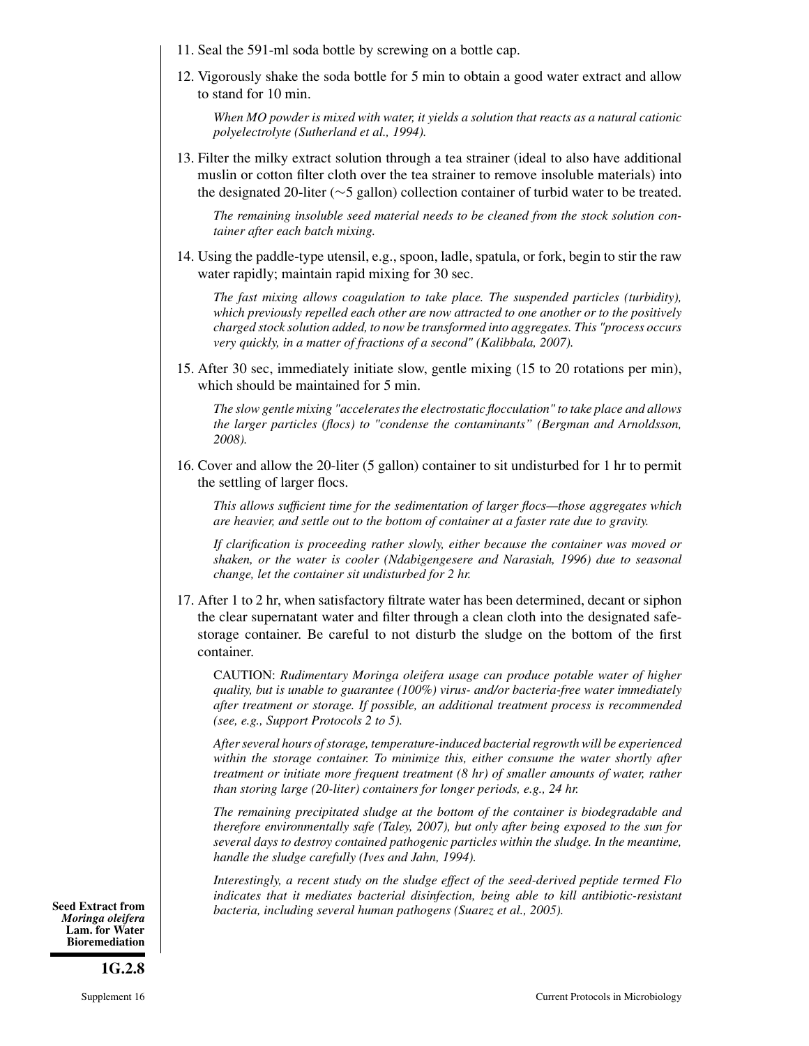11. Seal the 591-ml soda bottle by screwing on a bottle cap.

12. Vigorously shake the soda bottle for 5 min to obtain a good water extract and allow to stand for 10 min.

    *When MO powder is mixed with water, it yields a solution that reacts as a natural cationic polyelectrolyte (Sutherland et al., 1994).*

13. Filter the milky extract solution through a tea strainer (ideal to also have additional muslin or cotton filter cloth over the tea strainer to remove insoluble materials) into the designated 20-liter (∼5 gallon) collection container of turbid water to be treated.

    *The remaining insoluble seed material needs to be cleaned from the stock solution container after each batch mixing.*

14. Using the paddle-type utensil, e.g., spoon, ladle, spatula, or fork, begin to stir the raw water rapidly; maintain rapid mixing for 30 sec.

    *The fast mixing allows coagulation to take place. The suspended particles (turbidity), which previously repelled each other are now attracted to one another or to the positively charged stock solution added, to now be transformed into aggregates. This "process occurs very quickly, in a matter of fractions of a second" (Kalibbala, 2007).*

15. After 30 sec, immediately initiate slow, gentle mixing (15 to 20 rotations per min), which should be maintained for 5 min.

    *The slow gentle mixing "accelerates the electrostatic flocculation" to take place and allows the larger particles (flocs) to "condense the contaminants" (Bergman and Arnoldsson, 2008).*

16. Cover and allow the 20-liter (5 gallon) container to sit undisturbed for 1 hr to permit the settling of larger flocs.

    *This allows sufficient time for the sedimentation of larger flocs—those aggregates which are heavier, and settle out to the bottom of container at a faster rate due to gravity.*

    *If clarification is proceeding rather slowly, either because the container was moved or shaken, or the water is cooler (Ndabigengesere and Narasiah, 1996) due to seasonal change, let the container sit undisturbed for 2 hr.*

17. After 1 to 2 hr, when satisfactory filtrate water has been determined, decant or siphon the clear supernatant water and filter through a clean cloth into the designated safe-storage container. Be careful to not disturb the sludge on the bottom of the first container.

    CAUTION: *Rudimentary Moringa oleifera usage can produce potable water of higher quality, but is unable to guarantee (100%) virus- and/or bacteria-free water immediately after treatment or storage. If possible, an additional treatment process is recommended (see, e.g., Support Protocols 2 to 5).*

    *After several hours of storage, temperature-induced bacterial regrowth will be experienced within the storage container. To minimize this, either consume the water shortly after treatment or initiate more frequent treatment (8 hr) of smaller amounts of water, rather than storing large (20-liter) containers for longer periods, e.g., 24 hr.*

    *The remaining precipitated sludge at the bottom of the container is biodegradable and therefore environmentally safe (Taley, 2007), but only after being exposed to the sun for several days to destroy contained pathogenic particles within the sludge. In the meantime, handle the sludge carefully (Ives and Jahn, 1994).*

    *Interestingly, a recent study on the sludge effect of the seed-derived peptide termed Flo indicates that it mediates bacterial disinfection, being able to kill antibiotic-resistant bacteria, including several human pathogens (Suarez et al., 2005).*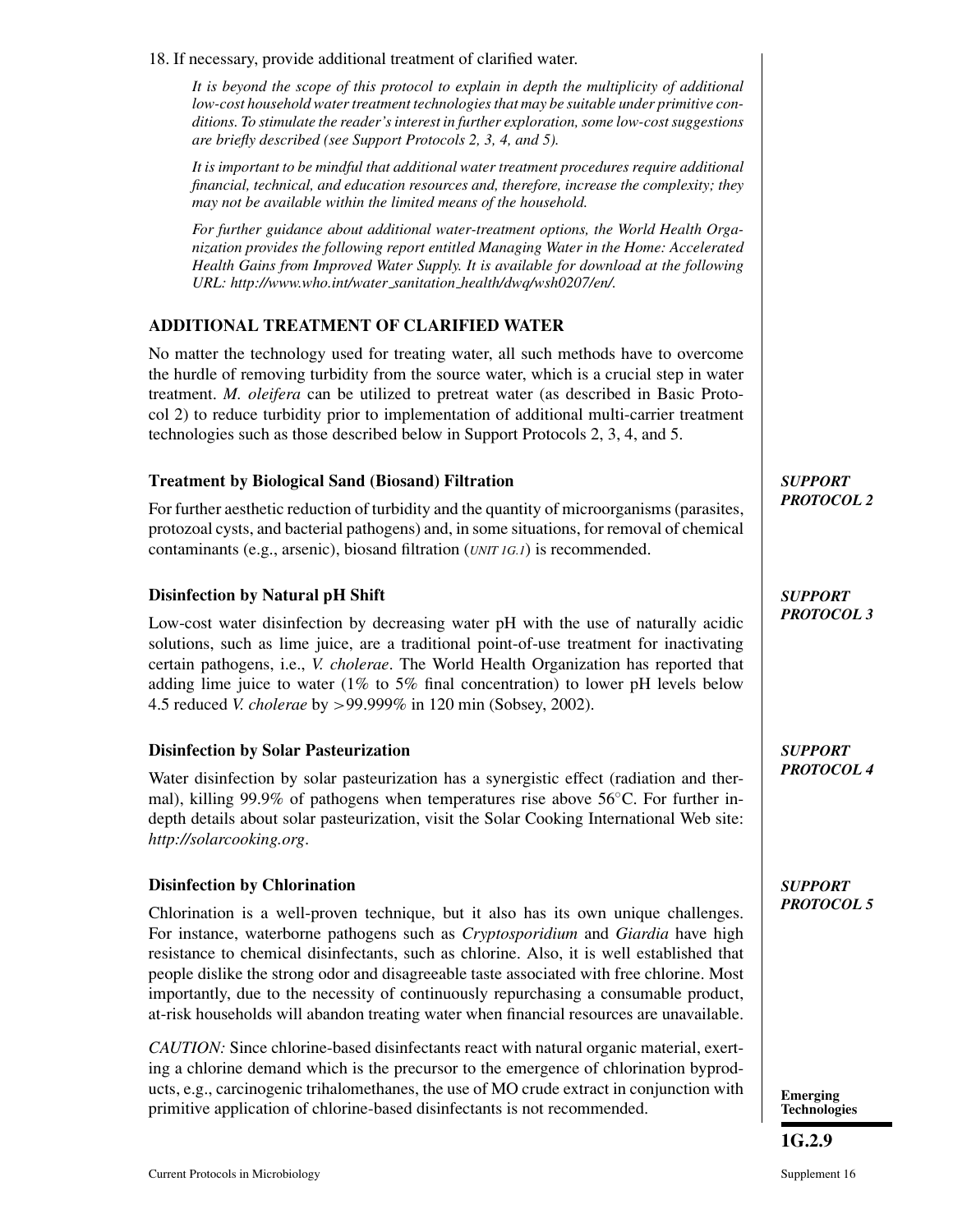18. If necessary, provide additional treatment of clarified water.

*It is beyond the scope of this protocol to explain in depth the multiplicity of additional low-cost household water treatment technologies that may be suitable under primitive conditions. To stimulate the reader's interest in further exploration, some low-cost suggestions are briefly described (see Support Protocols 2, 3, 4, and 5).*

*It is important to be mindful that additional water treatment procedures require additional financial, technical, and education resources and, therefore, increase the complexity; they may not be available within the limited means of the household.*

*For further guidance about additional water-treatment options, the World Health Organization provides the following report entitled Managing Water in the Home: Accelerated Health Gains from Improved Water Supply. It is available for download at the following URL: http://www.who.int/water_sanitation_health/dwq/wsh0207/en/.*

## ADDITIONAL TREATMENT OF CLARIFIED WATER

No matter the technology used for treating water, all such methods have to overcome the hurdle of removing turbidity from the source water, which is a crucial step in water treatment. *M. oleifera* can be utilized to pretreat water (as described in Basic Protocol 2) to reduce turbidity prior to implementation of additional multi-carrier treatment technologies such as those described below in Support Protocols 2, 3, 4, and 5.

### Treatment by Biological Sand (Biosand) Filtration

***SUPPORT PROTOCOL 2***

For further aesthetic reduction of turbidity and the quantity of microorganisms (parasites, protozoal cysts, and bacterial pathogens) and, in some situations, for removal of chemical contaminants (e.g., arsenic), biosand filtration (*UNIT 1G.1*) is recommended.

### Disinfection by Natural pH Shift

***SUPPORT PROTOCOL 3***

Low-cost water disinfection by decreasing water pH with the use of naturally acidic solutions, such as lime juice, are a traditional point-of-use treatment for inactivating certain pathogens, i.e., *V. cholerae*. The World Health Organization has reported that adding lime juice to water (1% to 5% final concentration) to lower pH levels below 4.5 reduced *V. cholerae* by >99.999% in 120 min (Sobsey, 2002).

### Disinfection by Solar Pasteurization

***SUPPORT PROTOCOL 4***

Water disinfection by solar pasteurization has a synergistic effect (radiation and thermal), killing 99.9% of pathogens when temperatures rise above 56°C. For further in-depth details about solar pasteurization, visit the Solar Cooking International Web site: *http://solarcooking.org*.

### Disinfection by Chlorination

***SUPPORT PROTOCOL 5***

Chlorination is a well-proven technique, but it also has its own unique challenges. For instance, waterborne pathogens such as *Cryptosporidium* and *Giardia* have high resistance to chemical disinfectants, such as chlorine. Also, it is well established that people dislike the strong odor and disagreeable taste associated with free chlorine. Most importantly, due to the necessity of continuously repurchasing a consumable product, at-risk households will abandon treating water when financial resources are unavailable.

*CAUTION:* Since chlorine-based disinfectants react with natural organic material, exerting a chlorine demand which is the precursor to the emergence of chlorination byproducts, e.g., carcinogenic trihalomethanes, the use of MO crude extract in conjunction with primitive application of chlorine-based disinfectants is not recommended.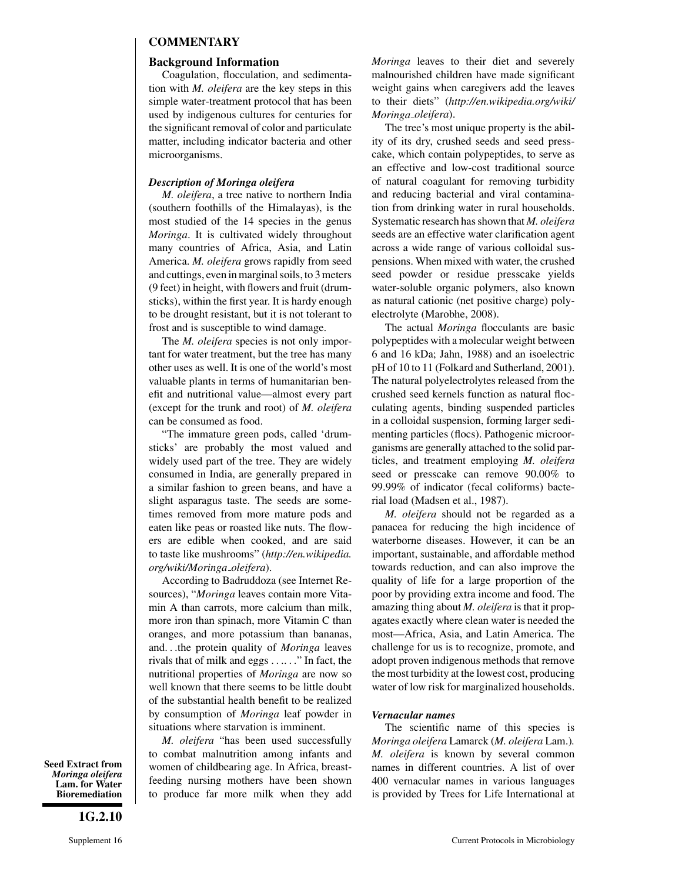## COMMENTARY

### Background Information

Coagulation, flocculation, and sedimentation with *M. oleifera* are the key steps in this simple water-treatment protocol that has been used by indigenous cultures for centuries for the significant removal of color and particulate matter, including indicator bacteria and other microorganisms.

#### *Description of Moringa oleifera*

*M. oleifera*, a tree native to northern India (southern foothills of the Himalayas), is the most studied of the 14 species in the genus *Moringa*. It is cultivated widely throughout many countries of Africa, Asia, and Latin America. *M. oleifera* grows rapidly from seed and cuttings, even in marginal soils, to 3 meters (9 feet) in height, with flowers and fruit (drumsticks), within the first year. It is hardy enough to be drought resistant, but it is not tolerant to frost and is susceptible to wind damage.

The *M. oleifera* species is not only important for water treatment, but the tree has many other uses as well. It is one of the world's most valuable plants in terms of humanitarian benefit and nutritional value—almost every part (except for the trunk and root) of *M. oleifera* can be consumed as food.

"The immature green pods, called 'drumsticks' are probably the most valued and widely used part of the tree. They are widely consumed in India, are generally prepared in a similar fashion to green beans, and have a slight asparagus taste. The seeds are sometimes removed from more mature pods and eaten like peas or roasted like nuts. The flowers are edible when cooked, and are said to taste like mushrooms" (*http://en.wikipedia.org/wiki/Moringa_oleifera*).

According to Badruddoza (see Internet Resources), "*Moringa* leaves contain more Vitamin A than carrots, more calcium than milk, more iron than spinach, more Vitamin C than oranges, and more potassium than bananas, and. . .the protein quality of *Moringa* leaves rivals that of milk and eggs . . .. . ." In fact, the nutritional properties of *Moringa* are now so well known that there seems to be little doubt of the substantial health benefit to be realized by consumption of *Moringa* leaf powder in situations where starvation is imminent.

*M. oleifera* "has been used successfully to combat malnutrition among infants and women of childbearing age. In Africa, breastfeeding nursing mothers have been shown to produce far more milk when they add *Moringa* leaves to their diet and severely malnourished children have made significant weight gains when caregivers add the leaves to their diets" (*http://en.wikipedia.org/wiki/Moringa_oleifera*).

The tree's most unique property is the ability of its dry, crushed seeds and seed presscake, which contain polypeptides, to serve as an effective and low-cost traditional source of natural coagulant for removing turbidity and reducing bacterial and viral contamination from drinking water in rural households. Systematic research has shown that *M. oleifera* seeds are an effective water clarification agent across a wide range of various colloidal suspensions. When mixed with water, the crushed seed powder or residue presscake yields water-soluble organic polymers, also known as natural cationic (net positive charge) polyelectrolyte (Marobhe, 2008).

The actual *Moringa* flocculants are basic polypeptides with a molecular weight between 6 and 16 kDa; Jahn, 1988) and an isoelectric pH of 10 to 11 (Folkard and Sutherland, 2001). The natural polyelectrolytes released from the crushed seed kernels function as natural flocculating agents, binding suspended particles in a colloidal suspension, forming larger sedimenting particles (flocs). Pathogenic microorganisms are generally attached to the solid particles, and treatment employing *M. oleifera* seed or presscake can remove 90.00% to 99.99% of indicator (fecal coliforms) bacterial load (Madsen et al., 1987).

*M. oleifera* should not be regarded as a panacea for reducing the high incidence of waterborne diseases. However, it can be an important, sustainable, and affordable method towards reduction, and can also improve the quality of life for a large proportion of the poor by providing extra income and food. The amazing thing about *M. oleifera* is that it propagates exactly where clean water is needed the most—Africa, Asia, and Latin America. The challenge for us is to recognize, promote, and adopt proven indigenous methods that remove the most turbidity at the lowest cost, producing water of low risk for marginalized households.

#### *Vernacular names*

The scientific name of this species is *Moringa oleifera* Lamarck (*M. oleifera* Lam.). *M. oleifera* is known by several common names in different countries. A list of over 400 vernacular names in various languages is provided by Trees for Life International at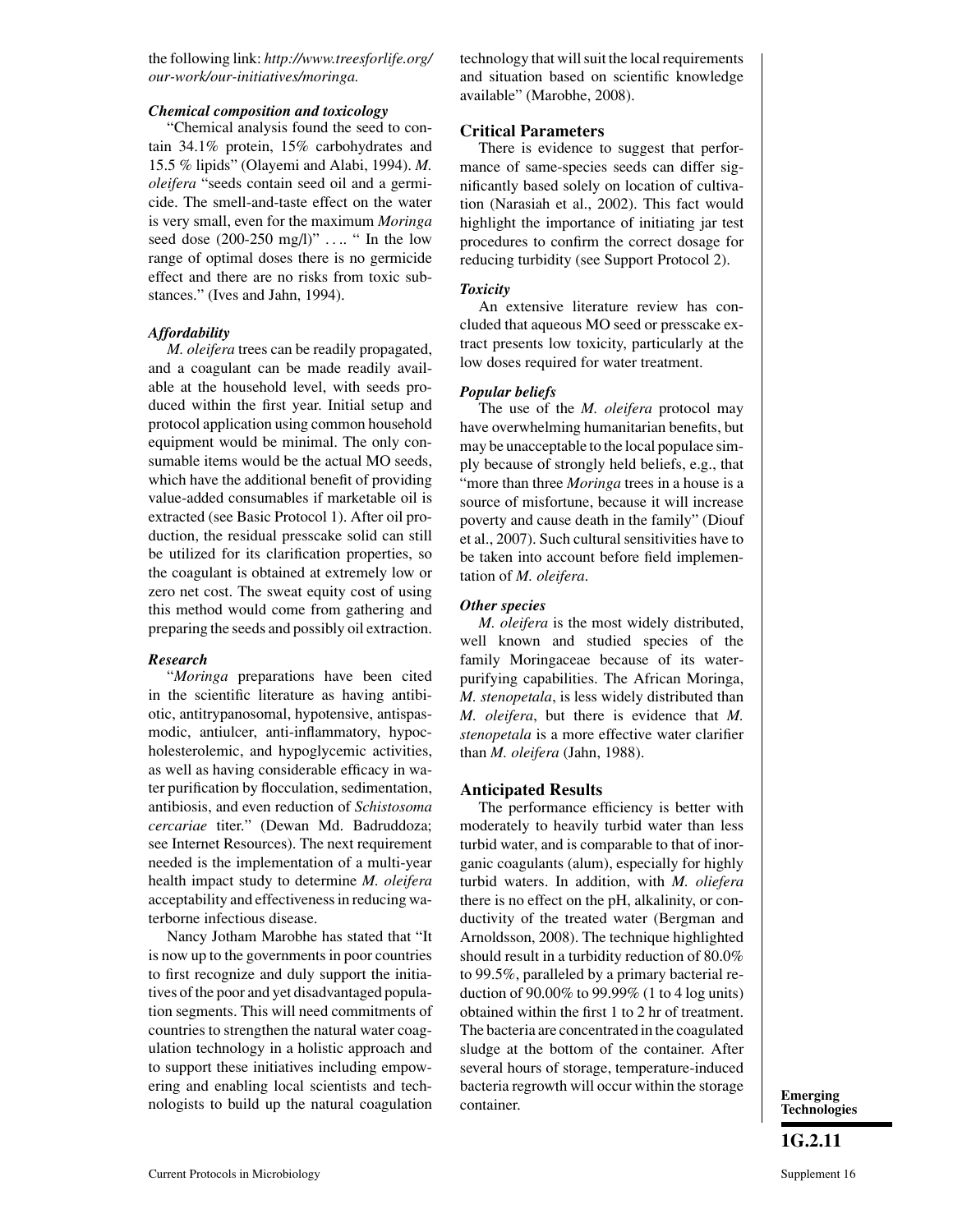the following link: *http://www.treesforlife.org/our-work/our-initiatives/moringa.*

***Chemical composition and toxicology***

"Chemical analysis found the seed to contain 34.1% protein, 15% carbohydrates and 15.5 % lipids" (Olayemi and Alabi, 1994). *M. oleifera* "seeds contain seed oil and a germicide. The smell-and-taste effect on the water is very small, even for the maximum *Moringa* seed dose (200-250 mg/l)" .... " In the low range of optimal doses there is no germicide effect and there are no risks from toxic substances." (Ives and Jahn, 1994).

***Affordability***

*M. oleifera* trees can be readily propagated, and a coagulant can be made readily available at the household level, with seeds produced within the first year. Initial setup and protocol application using common household equipment would be minimal. The only consumable items would be the actual MO seeds, which have the additional benefit of providing value-added consumables if marketable oil is extracted (see Basic Protocol 1). After oil production, the residual presscake solid can still be utilized for its clarification properties, so the coagulant is obtained at extremely low or zero net cost. The sweat equity cost of using this method would come from gathering and preparing the seeds and possibly oil extraction.

***Research***

"*Moringa* preparations have been cited in the scientific literature as having antibiotic, antitrypanosomal, hypotensive, antispasmodic, antiulcer, anti-inflammatory, hypocholesterolemic, and hypoglycemic activities, as well as having considerable efficacy in water purification by flocculation, sedimentation, antibiosis, and even reduction of *Schistosoma cercariae* titer." (Dewan Md. Badruddoza; see Internet Resources). The next requirement needed is the implementation of a multi-year health impact study to determine *M. oleifera* acceptability and effectiveness in reducing waterborne infectious disease.

Nancy Jotham Marobhe has stated that "It is now up to the governments in poor countries to first recognize and duly support the initiatives of the poor and yet disadvantaged population segments. This will need commitments of countries to strengthen the natural water coagulation technology in a holistic approach and to support these initiatives including empowering and enabling local scientists and technologists to build up the natural coagulation technology that will suit the local requirements and situation based on scientific knowledge available" (Marobhe, 2008).

## Critical Parameters

There is evidence to suggest that performance of same-species seeds can differ significantly based solely on location of cultivation (Narasiah et al., 2002). This fact would highlight the importance of initiating jar test procedures to confirm the correct dosage for reducing turbidity (see Support Protocol 2).

***Toxicity***

An extensive literature review has concluded that aqueous MO seed or presscake extract presents low toxicity, particularly at the low doses required for water treatment.

***Popular beliefs***

The use of the *M. oleifera* protocol may have overwhelming humanitarian benefits, but may be unacceptable to the local populace simply because of strongly held beliefs, e.g., that "more than three *Moringa* trees in a house is a source of misfortune, because it will increase poverty and cause death in the family" (Diouf et al., 2007). Such cultural sensitivities have to be taken into account before field implementation of *M. oleifera*.

***Other species***

*M. oleifera* is the most widely distributed, well known and studied species of the family Moringaceae because of its water-purifying capabilities. The African Moringa, *M. stenopetala*, is less widely distributed than *M. oleifera*, but there is evidence that *M. stenopetala* is a more effective water clarifier than *M. oleifera* (Jahn, 1988).

## Anticipated Results

The performance efficiency is better with moderately to heavily turbid water than less turbid water, and is comparable to that of inorganic coagulants (alum), especially for highly turbid waters. In addition, with *M. oliefera* there is no effect on the pH, alkalinity, or conductivity of the treated water (Bergman and Arnoldsson, 2008). The technique highlighted should result in a turbidity reduction of 80.0% to 99.5%, paralleled by a primary bacterial reduction of 90.00% to 99.99% (1 to 4 log units) obtained within the first 1 to 2 hr of treatment. The bacteria are concentrated in the coagulated sludge at the bottom of the container. After several hours of storage, temperature-induced bacteria regrowth will occur within the storage container.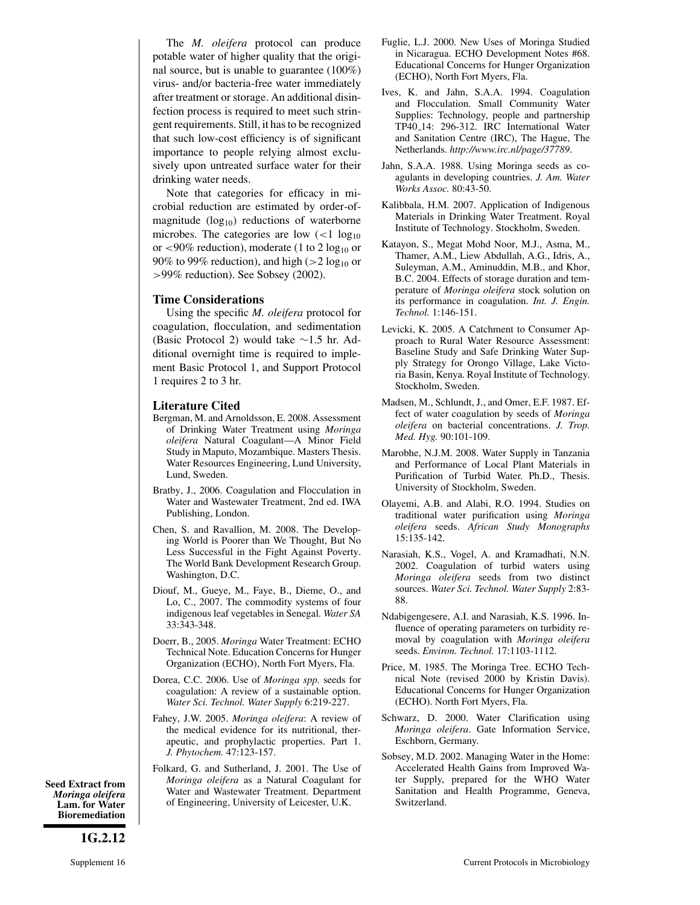The *M. oleifera* protocol can produce potable water of higher quality that the original source, but is unable to guarantee (100%) virus- and/or bacteria-free water immediately after treatment or storage. An additional disinfection process is required to meet such stringent requirements. Still, it has to be recognized that such low-cost efficiency is of significant importance to people relying almost exclusively upon untreated surface water for their drinking water needs.

Note that categories for efficacy in microbial reduction are estimated by order-of-magnitude ($\log_{10}$) reductions of waterborne microbes. The categories are low ($<1 \log_{10}$ or $<90\%$ reduction), moderate (1 to 2 $\log_{10}$ or 90% to 99% reduction), and high ($>2 \log_{10}$ or $>99\%$ reduction). See Sobsey (2002).

## Time Considerations

Using the specific *M. oleifera* protocol for coagulation, flocculation, and sedimentation (Basic Protocol 2) would take ~1.5 hr. Additional overnight time is required to implement Basic Protocol 1, and Support Protocol 1 requires 2 to 3 hr.

## Literature Cited

Bergman, M. and Arnoldsson, E. 2008. Assessment of Drinking Water Treatment using *Moringa oleifera* Natural Coagulant—A Minor Field Study in Maputo, Mozambique. Masters Thesis. Water Resources Engineering, Lund University, Lund, Sweden.

Bratby, J., 2006. Coagulation and Flocculation in Water and Wastewater Treatment, 2nd ed. IWA Publishing, London.

Chen, S. and Ravallion, M. 2008. The Developing World is Poorer than We Thought, But No Less Successful in the Fight Against Poverty. The World Bank Development Research Group. Washington, D.C.

Diouf, M., Gueye, M., Faye, B., Dieme, O., and Lo, C., 2007. The commodity systems of four indigenous leaf vegetables in Senegal. *Water SA* 33:343-348.

Doerr, B., 2005. *Moringa* Water Treatment: ECHO Technical Note. Education Concerns for Hunger Organization (ECHO), North Fort Myers, Fla.

Dorea, C.C. 2006. Use of *Moringa spp.* seeds for coagulation: A review of a sustainable option. *Water Sci. Technol. Water Supply* 6:219-227.

Fahey, J.W. 2005. *Moringa oleifera*: A review of the medical evidence for its nutritional, therapeutic, and prophylactic properties. Part 1. *J. Phytochem.* 47:123-157.

Folkard, G. and Sutherland, J. 2001. The Use of *Moringa oleifera* as a Natural Coagulant for Water and Wastewater Treatment. Department of Engineering, University of Leicester, U.K.

Fuglie, L.J. 2000. New Uses of Moringa Studied in Nicaragua. ECHO Development Notes #68. Educational Concerns for Hunger Organization (ECHO), North Fort Myers, Fla.

Ives, K. and Jahn, S.A.A. 1994. Coagulation and Flocculation. Small Community Water Supplies: Technology, people and partnership TP40_14: 296-312. IRC International Water and Sanitation Centre (IRC), The Hague, The Netherlands. *http://www.irc.nl/page/37789*.

Jahn, S.A.A. 1988. Using Moringa seeds as coagulants in developing countries. *J. Am. Water Works Assoc.* 80:43-50.

Kalibbala, H.M. 2007. Application of Indigenous Materials in Drinking Water Treatment. Royal Institute of Technology. Stockholm, Sweden.

Katayon, S., Megat Mohd Noor, M.J., Asma, M., Thamer, A.M., Liew Abdullah, A.G., Idris, A., Suleyman, A.M., Aminuddin, M.B., and Khor, B.C. 2004. Effects of storage duration and temperature of *Moringa oleifera* stock solution on its performance in coagulation. *Int. J. Engin. Technol.* 1:146-151.

Levicki, K. 2005. A Catchment to Consumer Approach to Rural Water Resource Assessment: Baseline Study and Safe Drinking Water Supply Strategy for Orongo Village, Lake Victoria Basin, Kenya. Royal Institute of Technology. Stockholm, Sweden.

Madsen, M., Schlundt, J., and Omer, E.F. 1987. Effect of water coagulation by seeds of *Moringa oleifera* on bacterial concentrations. *J. Trop. Med. Hyg.* 90:101-109.

Marobhe, N.J.M. 2008. Water Supply in Tanzania and Performance of Local Plant Materials in Purification of Turbid Water. Ph.D., Thesis. University of Stockholm, Sweden.

Olayemi, A.B. and Alabi, R.O. 1994. Studies on traditional water purification using *Moringa oleifera* seeds. *African Study Monographs* 15:135-142.

Narasiah, K.S., Vogel, A. and Kramadhati, N.N. 2002. Coagulation of turbid waters using *Moringa oleifera* seeds from two distinct sources. *Water Sci. Technol. Water Supply* 2:83-88.

Ndabigengesere, A.I. and Narasiah, K.S. 1996. Influence of operating parameters on turbidity removal by coagulation with *Moringa oleifera* seeds. *Environ. Technol.* 17:1103-1112.

Price, M. 1985. The Moringa Tree. ECHO Technical Note (revised 2000 by Kristin Davis). Educational Concerns for Hunger Organization (ECHO). North Fort Myers, Fla.

Schwarz, D. 2000. Water Clarification using *Moringa oleifera*. Gate Information Service, Eschborn, Germany.

Sobsey, M.D. 2002. Managing Water in the Home: Accelerated Health Gains from Improved Water Supply, prepared for the WHO Water Sanitation and Health Programme, Geneva, Switzerland.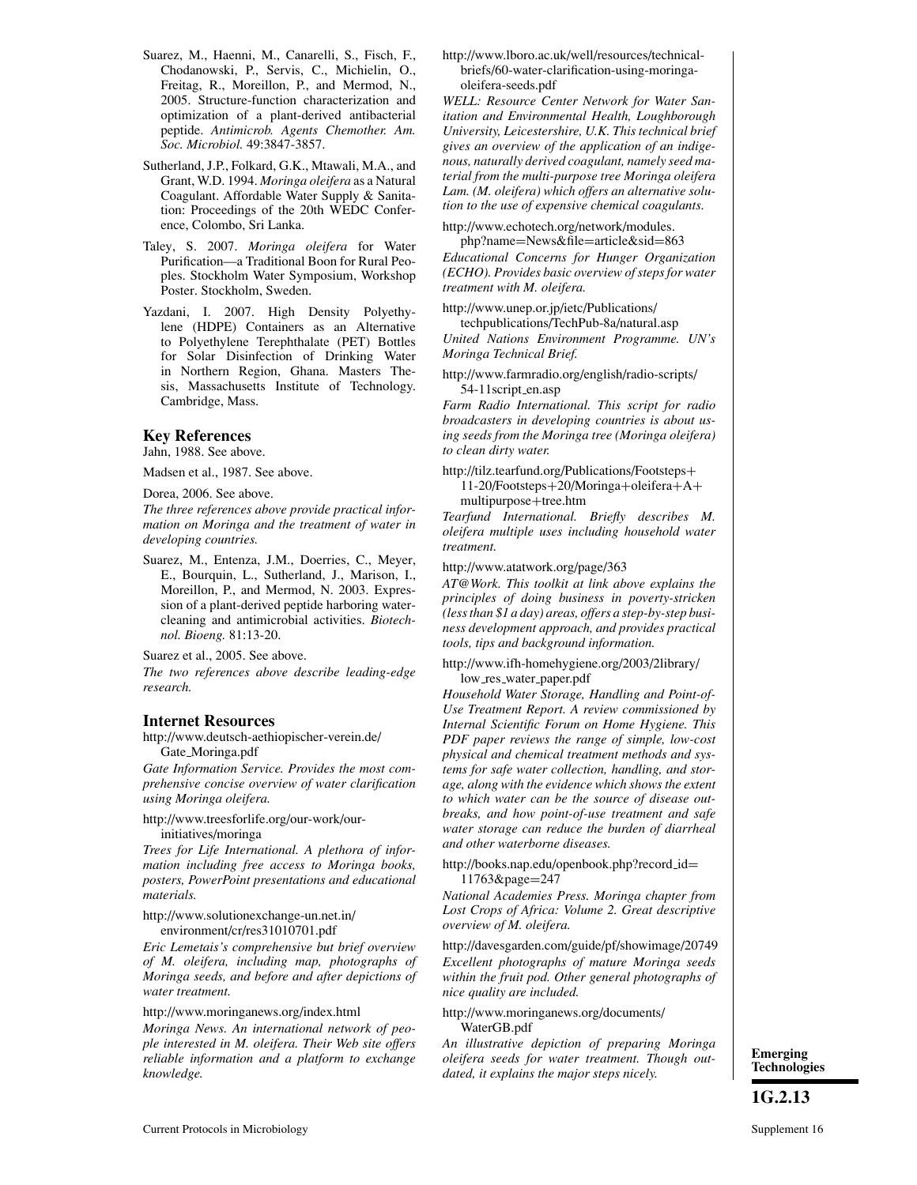Suarez, M., Haenni, M., Canarelli, S., Fisch, F., Chodanowski, P., Servis, C., Michielin, O., Freitag, R., Moreillon, P., and Mermod, N., 2005. Structure-function characterization and optimization of a plant-derived antibacterial peptide. *Antimicrob. Agents Chemother. Am. Soc. Microbiol.* 49:3847-3857.

Sutherland, J.P., Folkard, G.K., Mtawali, M.A., and Grant, W.D. 1994. *Moringa oleifera* as a Natural Coagulant. Affordable Water Supply & Sanitation: Proceedings of the 20th WEDC Conference, Colombo, Sri Lanka.

Taley, S. 2007. *Moringa oleifera* for Water Purification—a Traditional Boon for Rural Peoples. Stockholm Water Symposium, Workshop Poster. Stockholm, Sweden.

Yazdani, I. 2007. High Density Polyethylene (HDPE) Containers as an Alternative to Polyethylene Terephthalate (PET) Bottles for Solar Disinfection of Drinking Water in Northern Region, Ghana. Masters Thesis, Massachusetts Institute of Technology. Cambridge, Mass.

## Key References

Jahn, 1988. See above.

Madsen et al., 1987. See above.

Dorea, 2006. See above.

*The three references above provide practical information on Moringa and the treatment of water in developing countries.*

Suarez, M., Entenza, J.M., Doerries, C., Meyer, E., Bourquin, L., Sutherland, J., Marison, I., Moreillon, P., and Mermod, N. 2003. Expression of a plant-derived peptide harboring water-cleaning and antimicrobial activities. *Biotechnol. Bioeng.* 81:13-20.

Suarez et al., 2005. See above.

*The two references above describe leading-edge research.*

## Internet Resources

http://www.deutsch-aethiopischer-verein.de/Gate_Moringa.pdf

*Gate Information Service. Provides the most comprehensive concise overview of water clarification using Moringa oleifera.*

http://www.treesforlife.org/our-work/our-initiatives/moringa

*Trees for Life International. A plethora of information including free access to Moringa books, posters, PowerPoint presentations and educational materials.*

http://www.solutionexchange-un.net.in/environment/cr/res31010701.pdf

*Eric Lemetais's comprehensive but brief overview of M. oleifera, including map, photographs of Moringa seeds, and before and after depictions of water treatment.*

http://www.moringanews.org/index.html

*Moringa News. An international network of people interested in M. oleifera. Their Web site offers reliable information and a platform to exchange knowledge.*

http://www.lboro.ac.uk/well/resources/technical-briefs/60-water-clarification-using-moringa-oleifera-seeds.pdf

*WELL: Resource Center Network for Water Sanitation and Environmental Health, Loughborough University, Leicestershire, U.K. This technical brief gives an overview of the application of an indigenous, naturally derived coagulant, namely seed material from the multi-purpose tree Moringa oleifera Lam. (M. oleifera) which offers an alternative solution to the use of expensive chemical coagulants.*

http://www.echotech.org/network/modules.php?name=News&file=article&sid=863

*Educational Concerns for Hunger Organization (ECHO). Provides basic overview of steps for water treatment with M. oleifera.*

http://www.unep.or.jp/ietc/Publications/techpublications/TechPub-8a/natural.asp

*United Nations Environment Programme. UN's Moringa Technical Brief.*

http://www.farmradio.org/english/radio-scripts/54-11script_en.asp

*Farm Radio International. This script for radio broadcasters in developing countries is about using seeds from the Moringa tree (Moringa oleifera) to clean dirty water.*

http://tilz.tearfund.org/Publications/Footsteps+11-20/Footsteps+20/Moringa+oleifera+A+multipurpose+tree.htm

*Tearfund International. Briefly describes M. oleifera multiple uses including household water treatment.*

http://www.atatwork.org/page/363

*AT@Work. This toolkit at link above explains the principles of doing business in poverty-stricken (less than $1 a day) areas, offers a step-by-step business development approach, and provides practical tools, tips and background information.*

http://www.ifh-homehygiene.org/2003/2library/low_res_water_paper.pdf

*Household Water Storage, Handling and Point-of-Use Treatment Report. A review commissioned by Internal Scientific Forum on Home Hygiene. This PDF paper reviews the range of simple, low-cost physical and chemical treatment methods and systems for safe water collection, handling, and storage, along with the evidence which shows the extent to which water can be the source of disease outbreaks, and how point-of-use treatment and safe water storage can reduce the burden of diarrheal and other waterborne diseases.*

http://books.nap.edu/openbook.php?record_id=11763&page=247

*National Academies Press. Moringa chapter from Lost Crops of Africa: Volume 2. Great descriptive overview of M. oleifera.*

http://davesgarden.com/guide/pf/showimage/20749

*Excellent photographs of mature Moringa seeds within the fruit pod. Other general photographs of nice quality are included.*

http://www.moringanews.org/documents/WaterGB.pdf

*An illustrative depiction of preparing Moringa oleifera seeds for water treatment. Though outdated, it explains the major steps nicely.*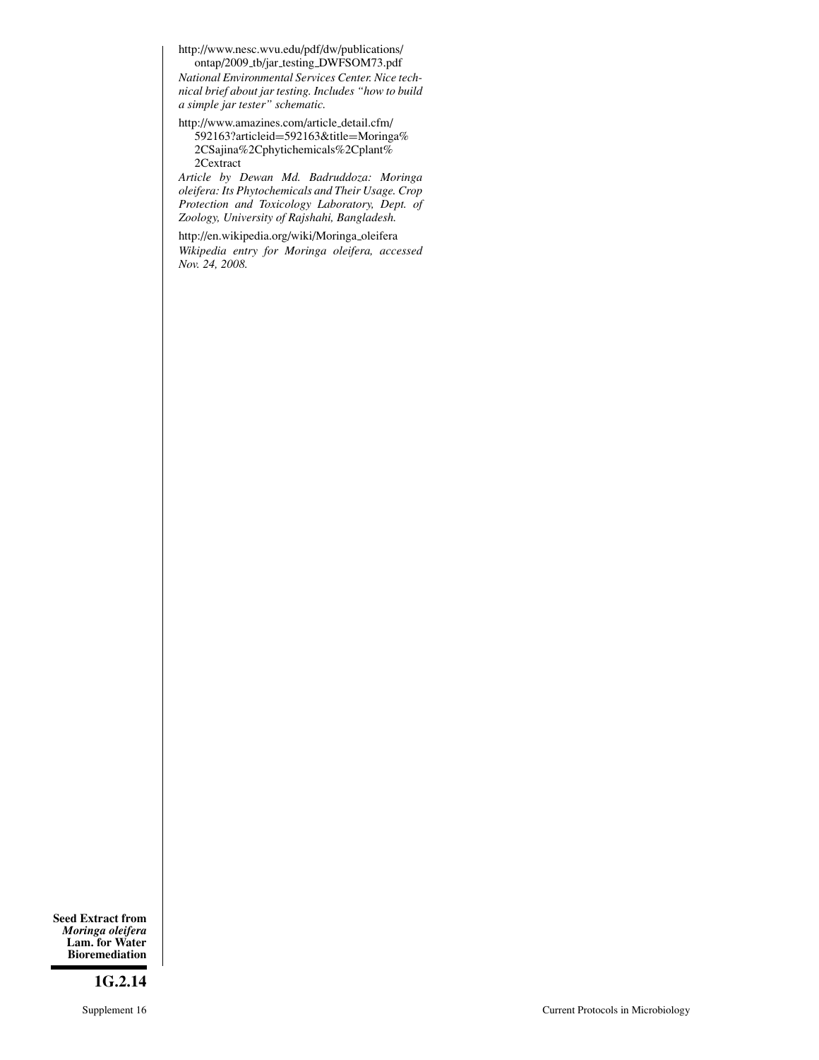http://www.nesc.wvu.edu/pdf/dw/publications/ontap/2009_tb/jar_testing_DWFSOM73.pdf

*National Environmental Services Center. Nice technical brief about jar testing. Includes "how to build a simple jar tester" schematic.*

http://www.amazines.com/article_detail.cfm/592163?articleid=592163&title=Moringa%2CSajina%2Cphytichemicals%2Cplant%2Cextract

*Article by Dewan Md. Badruddoza: Moringa oleifera: Its Phytochemicals and Their Usage. Crop Protection and Toxicology Laboratory, Dept. of Zoology, University of Rajshahi, Bangladesh.*

http://en.wikipedia.org/wiki/Moringa_oleifera

*Wikipedia entry for Moringa oleifera, accessed Nov. 24, 2008.*